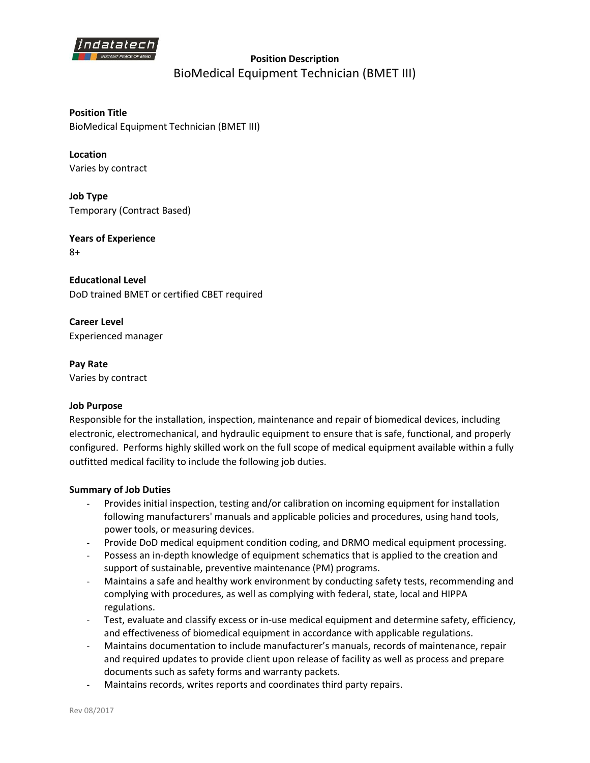**Position Description**

# BioMedical Equipment Technician (BMET III)

**Position Title**
BioMedical Equipment Technician (BMET III)

**Location**
Varies by contract

**Job Type**
Temporary (Contract Based)

**Years of Experience**
8+

**Educational Level**
DoD trained BMET or certified CBET required

**Career Level**
Experienced manager

**Pay Rate**
Varies by contract

**Job Purpose**
Responsible for the installation, inspection, maintenance and repair of biomedical devices, including electronic, electromechanical, and hydraulic equipment to ensure that is safe, functional, and properly configured. Performs highly skilled work on the full scope of medical equipment available within a fully outfitted medical facility to include the following job duties.

**Summary of Job Duties**

- Provides initial inspection, testing and/or calibration on incoming equipment for installation following manufacturers' manuals and applicable policies and procedures, using hand tools, power tools, or measuring devices.
- Provide DoD medical equipment condition coding, and DRMO medical equipment processing.
- Possess an in-depth knowledge of equipment schematics that is applied to the creation and support of sustainable, preventive maintenance (PM) programs.
- Maintains a safe and healthy work environment by conducting safety tests, recommending and complying with procedures, as well as complying with federal, state, local and HIPPA regulations.
- Test, evaluate and classify excess or in-use medical equipment and determine safety, efficiency, and effectiveness of biomedical equipment in accordance with applicable regulations.
- Maintains documentation to include manufacturer's manuals, records of maintenance, repair and required updates to provide client upon release of facility as well as process and prepare documents such as safety forms and warranty packets.
- Maintains records, writes reports and coordinates third party repairs.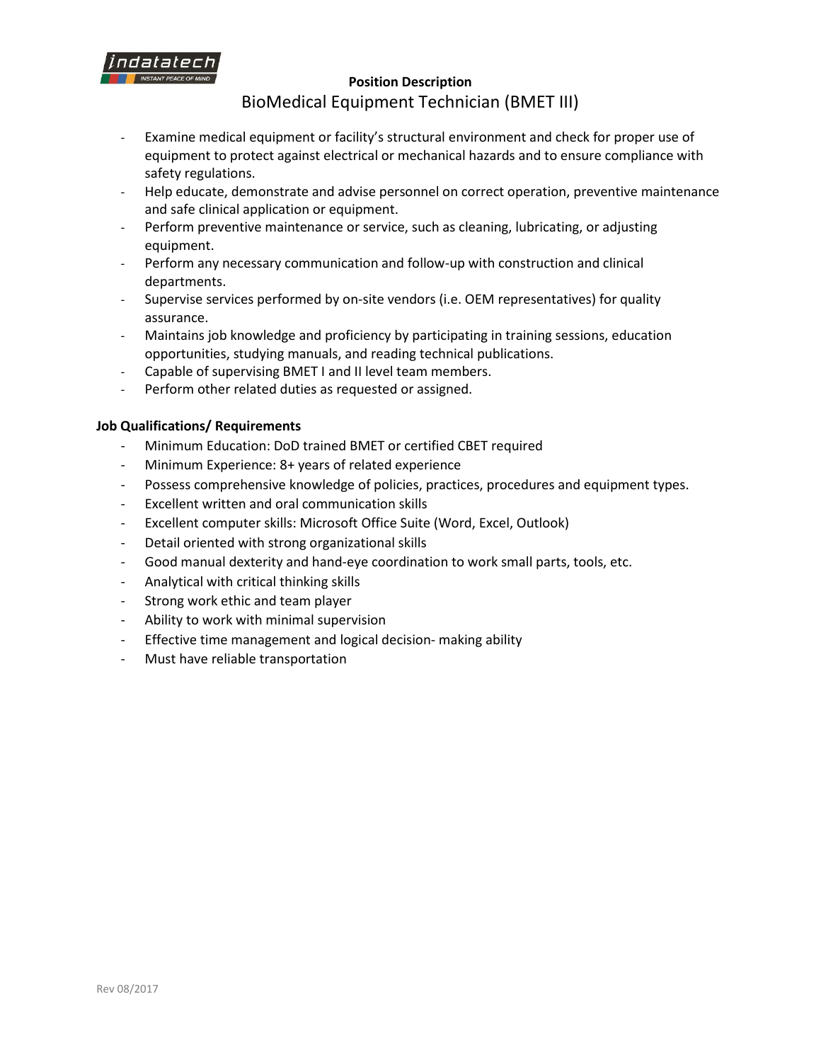**Position Description**

BioMedical Equipment Technician (BMET III)

- Examine medical equipment or facility's structural environment and check for proper use of equipment to protect against electrical or mechanical hazards and to ensure compliance with safety regulations.
- Help educate, demonstrate and advise personnel on correct operation, preventive maintenance and safe clinical application or equipment.
- Perform preventive maintenance or service, such as cleaning, lubricating, or adjusting equipment.
- Perform any necessary communication and follow-up with construction and clinical departments.
- Supervise services performed by on-site vendors (i.e. OEM representatives) for quality assurance.
- Maintains job knowledge and proficiency by participating in training sessions, education opportunities, studying manuals, and reading technical publications.
- Capable of supervising BMET I and II level team members.
- Perform other related duties as requested or assigned.

**Job Qualifications/ Requirements**

- Minimum Education: DoD trained BMET or certified CBET required
- Minimum Experience: 8+ years of related experience
- Possess comprehensive knowledge of policies, practices, procedures and equipment types.
- Excellent written and oral communication skills
- Excellent computer skills: Microsoft Office Suite (Word, Excel, Outlook)
- Detail oriented with strong organizational skills
- Good manual dexterity and hand-eye coordination to work small parts, tools, etc.
- Analytical with critical thinking skills
- Strong work ethic and team player
- Ability to work with minimal supervision
- Effective time management and logical decision- making ability
- Must have reliable transportation

Rev 08/2017